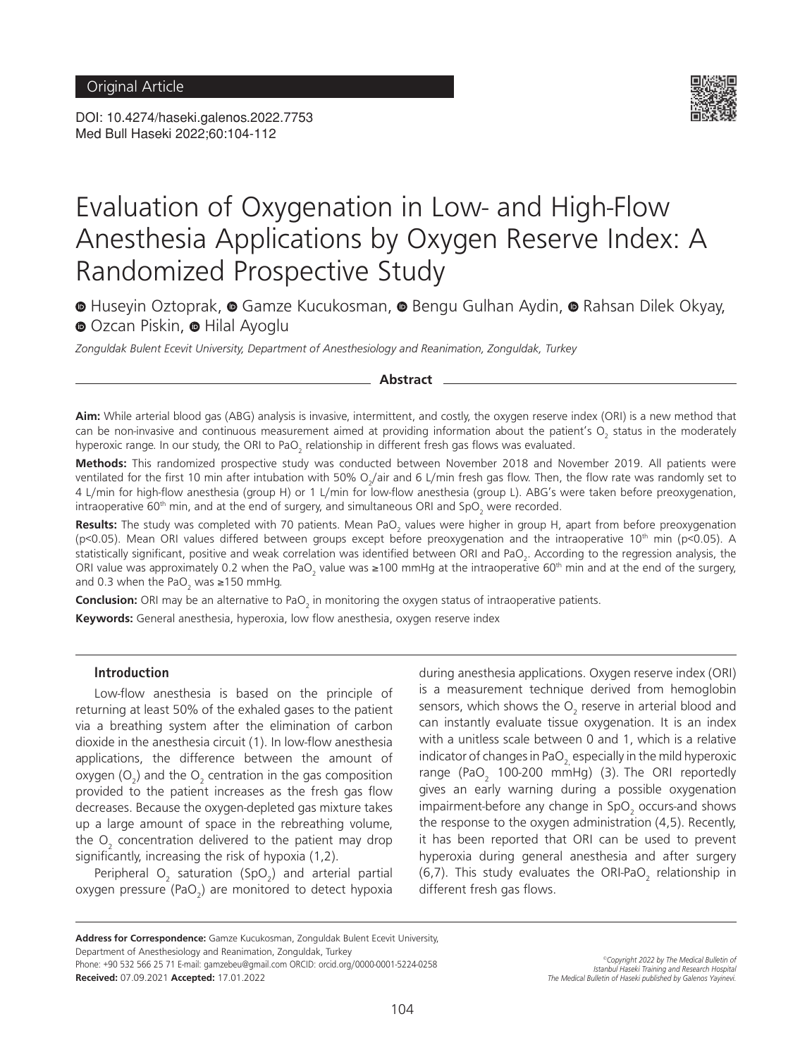Original Article

DOI: 10.4274/haseki.galenos.2022.7753
Med Bull Haseki 2022;60:104-112

# Evaluation of Oxygenation in Low- and High-Flow Anesthesia Applications by Oxygen Reserve Index: A Randomized Prospective Study

Huseyin Oztoprak, Gamze Kucukosman, Bengu Gulhan Aydin, Rahsan Dilek Okyay, Ozcan Piskin, Hilal Ayoglu

*Zonguldak Bulent Ecevit University, Department of Anesthesiology and Reanimation, Zonguldak, Turkey*

## Abstract

**Aim:** While arterial blood gas (ABG) analysis is invasive, intermittent, and costly, the oxygen reserve index (ORI) is a new method that can be non-invasive and continuous measurement aimed at providing information about the patient's $O_2$ status in the moderately hyperoxic range. In our study, the ORI to $PaO_2$ relationship in different fresh gas flows was evaluated.

**Methods:** This randomized prospective study was conducted between November 2018 and November 2019. All patients were ventilated for the first 10 min after intubation with 50% $O_2$/air and 6 L/min fresh gas flow. Then, the flow rate was randomly set to 4 L/min for high-flow anesthesia (group H) or 1 L/min for low-flow anesthesia (group L). ABG's were taken before preoxygenation, intraoperative 60th min, and at the end of surgery, and simultaneous ORI and $SpO_2$ were recorded.

**Results:** The study was completed with 70 patients. Mean $PaO_2$ values were higher in group H, apart from before preoxygenation ($p<0.05$). Mean ORI values differed between groups except before preoxygenation and the intraoperative 10th min ($p<0.05$). A statistically significant, positive and weak correlation was identified between ORI and $PaO_2$. According to the regression analysis, the ORI value was approximately 0.2 when the $PaO_2$ value was ≥100 mmHg at the intraoperative 60th min and at the end of the surgery, and 0.3 when the $PaO_2$ was ≥150 mmHg.

**Conclusion:** ORI may be an alternative to $PaO_2$ in monitoring the oxygen status of intraoperative patients.

**Keywords:** General anesthesia, hyperoxia, low flow anesthesia, oxygen reserve index

## Introduction

Low-flow anesthesia is based on the principle of returning at least 50% of the exhaled gases to the patient via a breathing system after the elimination of carbon dioxide in the anesthesia circuit (1). In low-flow anesthesia applications, the difference between the amount of oxygen ($O_2$) and the $O_2$ centration in the gas composition provided to the patient increases as the fresh gas flow decreases. Because the oxygen-depleted gas mixture takes up a large amount of space in the rebreathing volume, the $O_2$ concentration delivered to the patient may drop significantly, increasing the risk of hypoxia (1,2).

Peripheral $O_2$ saturation ($SpO_2$) and arterial partial oxygen pressure ($PaO_2$) are monitored to detect hypoxia during anesthesia applications. Oxygen reserve index (ORI) is a measurement technique derived from hemoglobin sensors, which shows the $O_2$ reserve in arterial blood and can instantly evaluate tissue oxygenation. It is an index with a unitless scale between 0 and 1, which is a relative indicator of changes in $PaO_2$, especially in the mild hyperoxic range ($PaO_2$ 100-200 mmHg) (3). The ORI reportedly gives an early warning during a possible oxygenation impairment-before any change in $SpO_2$ occurs-and shows the response to the oxygen administration (4,5). Recently, it has been reported that ORI can be used to prevent hyperoxia during general anesthesia and after surgery (6,7). This study evaluates the ORI-$PaO_2$ relationship in different fresh gas flows.

**Address for Correspondence:** Gamze Kucukosman, Zonguldak Bulent Ecevit University, Department of Anesthesiology and Reanimation, Zonguldak, Turkey
Phone: +90 532 566 25 71 E-mail: gamzebeu@gmail.com ORCID: orcid.org/0000-0001-5224-0258
**Received:** 07.09.2021 **Accepted:** 17.01.2022

©Copyright 2022 by The Medical Bulletin of Istanbul Haseki Training and Research Hospital
The Medical Bulletin of Haseki published by Galenos Yayinevi.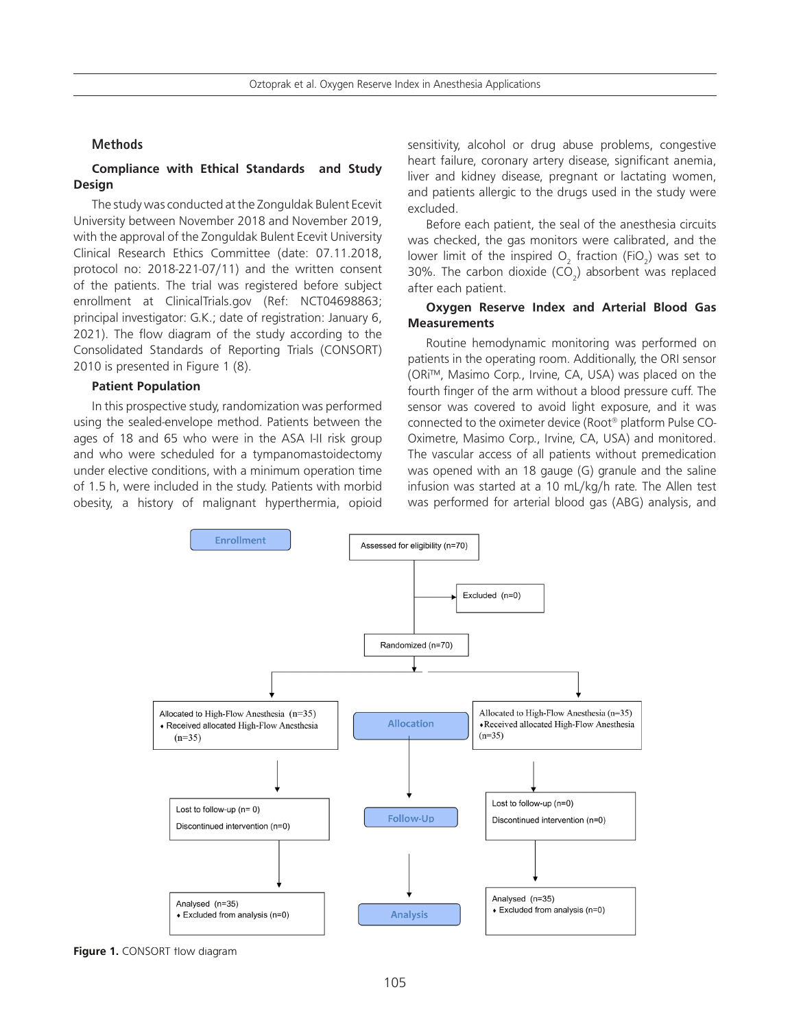## Methods

### Compliance with Ethical Standards and Study Design

The study was conducted at the Zonguldak Bulent Ecevit University between November 2018 and November 2019, with the approval of the Zonguldak Bulent Ecevit University Clinical Research Ethics Committee (date: 07.11.2018, protocol no: 2018-221-07/11) and the written consent of the patients. The trial was registered before subject enrollment at ClinicalTrials.gov (Ref: NCT04698863; principal investigator: G.K.; date of registration: January 6, 2021). The flow diagram of the study according to the Consolidated Standards of Reporting Trials (CONSORT) 2010 is presented in Figure 1 (8).

### Patient Population

In this prospective study, randomization was performed using the sealed-envelope method. Patients between the ages of 18 and 65 who were in the ASA I-II risk group and who were scheduled for a tympanomastoidectomy under elective conditions, with a minimum operation time of 1.5 h, were included in the study. Patients with morbid obesity, a history of malignant hyperthermia, opioid sensitivity, alcohol or drug abuse problems, congestive heart failure, coronary artery disease, significant anemia, liver and kidney disease, pregnant or lactating women, and patients allergic to the drugs used in the study were excluded.

Before each patient, the seal of the anesthesia circuits was checked, the gas monitors were calibrated, and the lower limit of the inspired $O_2$ fraction ($FiO_2$) was set to 30%. The carbon dioxide ($CO_2$) absorbent was replaced after each patient.

### Oxygen Reserve Index and Arterial Blood Gas Measurements

Routine hemodynamic monitoring was performed on patients in the operating room. Additionally, the ORI sensor (ORi™, Masimo Corp., Irvine, CA, USA) was placed on the fourth finger of the arm without a blood pressure cuff. The sensor was covered to avoid light exposure, and it was connected to the oximeter device (Root® platform Pulse CO-Oximetre, Masimo Corp., Irvine, CA, USA) and monitored. The vascular access of all patients without premedication was opened with an 18 gauge (G) granule and the saline infusion was started at a 10 mL/kg/h rate. The Allen test was performed for arterial blood gas (ABG) analysis, and

Enrollment

Assessed for eligibility (n=70)

Excluded (n=0)

Randomized (n=70)

Allocation

| Allocated to High-Flow Anesthesia (n=35) | Allocated to High-Flow Anesthesia (n=35) |
|---|---|
| ♦ Received allocated High-Flow Anesthesia (n=35) | ♦ Received allocated High-Flow Anesthesia (n=35) |

Follow-Up

| Lost to follow-up (n= 0) | Lost to follow-up (n=0) |
|---|---|
| Discontinued intervention (n=0) | Discontinued intervention (n=0) |

Analysis

| Analysed (n=35) | Analysed (n=35) |
|---|---|
| ♦ Excluded from analysis (n=0) | ♦ Excluded from analysis (n=0) |

**Figure 1.** CONSORT flow diagram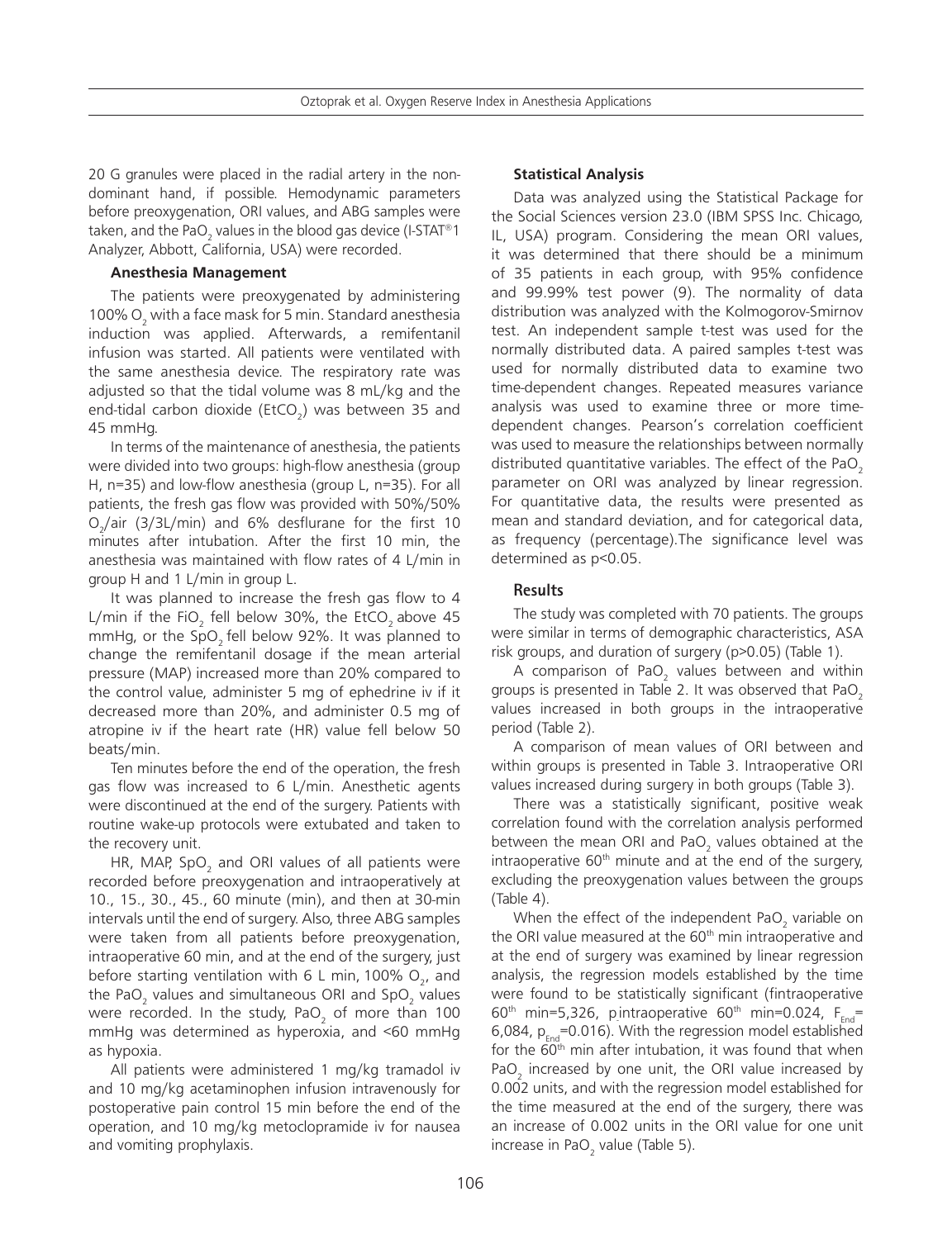20 G granules were placed in the radial artery in the non-dominant hand, if possible. Hemodynamic parameters before preoxygenation, ORI values, and ABG samples were taken, and the $PaO_2$ values in the blood gas device (I-STAT®1 Analyzer, Abbott, California, USA) were recorded.

#### Anesthesia Management

The patients were preoxygenated by administering 100% $O_2$ with a face mask for 5 min. Standard anesthesia induction was applied. Afterwards, a remifentanil infusion was started. All patients were ventilated with the same anesthesia device. The respiratory rate was adjusted so that the tidal volume was 8 mL/kg and the end-tidal carbon dioxide ($EtCO_2$) was between 35 and 45 mmHg.

In terms of the maintenance of anesthesia, the patients were divided into two groups: high-flow anesthesia (group H, n=35) and low-flow anesthesia (group L, n=35). For all patients, the fresh gas flow was provided with 50%/50% $O_2$/air (3/3L/min) and 6% desflurane for the first 10 minutes after intubation. After the first 10 min, the anesthesia was maintained with flow rates of 4 L/min in group H and 1 L/min in group L.

It was planned to increase the fresh gas flow to 4 L/min if the $FiO_2$ fell below 30%, the $EtCO_2$ above 45 mmHg, or the $SpO_2$ fell below 92%. It was planned to change the remifentanil dosage if the mean arterial pressure (MAP) increased more than 20% compared to the control value, administer 5 mg of ephedrine iv if it decreased more than 20%, and administer 0.5 mg of atropine iv if the heart rate (HR) value fell below 50 beats/min.

Ten minutes before the end of the operation, the fresh gas flow was increased to 6 L/min. Anesthetic agents were discontinued at the end of the surgery. Patients with routine wake-up protocols were extubated and taken to the recovery unit.

HR, MAP, $SpO_2$ and ORI values of all patients were recorded before preoxygenation and intraoperatively at 10., 15., 30., 45., 60 minute (min), and then at 30-min intervals until the end of surgery. Also, three ABG samples were taken from all patients before preoxygenation, intraoperative 60 min, and at the end of the surgery, just before starting ventilation with 6 L min, 100% $O_2$, and the $PaO_2$ values and simultaneous ORI and $SpO_2$ values were recorded. In the study, $PaO_2$ of more than 100 mmHg was determined as hyperoxia, and <60 mmHg as hypoxia.

All patients were administered 1 mg/kg tramadol iv and 10 mg/kg acetaminophen infusion intravenously for postoperative pain control 15 min before the end of the operation, and 10 mg/kg metoclopramide iv for nausea and vomiting prophylaxis.

#### Statistical Analysis

Data was analyzed using the Statistical Package for the Social Sciences version 23.0 (IBM SPSS Inc. Chicago, IL, USA) program. Considering the mean ORI values, it was determined that there should be a minimum of 35 patients in each group, with 95% confidence and 99.99% test power (9). The normality of data distribution was analyzed with the Kolmogorov-Smirnov test. An independent sample t-test was used for the normally distributed data. A paired samples t-test was used for normally distributed data to examine two time-dependent changes. Repeated measures variance analysis was used to examine three or more time-dependent changes. Pearson's correlation coefficient was used to measure the relationships between normally distributed quantitative variables. The effect of the $PaO_2$ parameter on ORI was analyzed by linear regression. For quantitative data, the results were presented as mean and standard deviation, and for categorical data, as frequency (percentage).The significance level was determined as $p<0.05$.

### Results

The study was completed with 70 patients. The groups were similar in terms of demographic characteristics, ASA risk groups, and duration of surgery ($p>0.05$) (Table 1).

A comparison of $PaO_2$ values between and within groups is presented in Table 2. It was observed that $PaO_2$ values increased in both groups in the intraoperative period (Table 2).

A comparison of mean values of ORI between and within groups is presented in Table 3. Intraoperative ORI values increased during surgery in both groups (Table 3).

There was a statistically significant, positive weak correlation found with the correlation analysis performed between the mean ORI and $PaO_2$ values obtained at the intraoperative 60[th] minute and at the end of the surgery, excluding the preoxygenation values between the groups (Table 4).

When the effect of the independent $PaO_2$ variable on the ORI value measured at the 60[th] min intraoperative and at the end of surgery was examined by linear regression analysis, the regression models established by the time were found to be statistically significant (fintraoperative 60[th] min=5,326, pintraoperative 60[th] min=0.024, $F_{End}$=6,084, $p_{End}$=0.016). With the regression model established for the 60[th] min after intubation, it was found that when $PaO_2$ increased by one unit, the ORI value increased by 0.002 units, and with the regression model established for the time measured at the end of the surgery, there was an increase of 0.002 units in the ORI value for one unit increase in $PaO_2$ value (Table 5).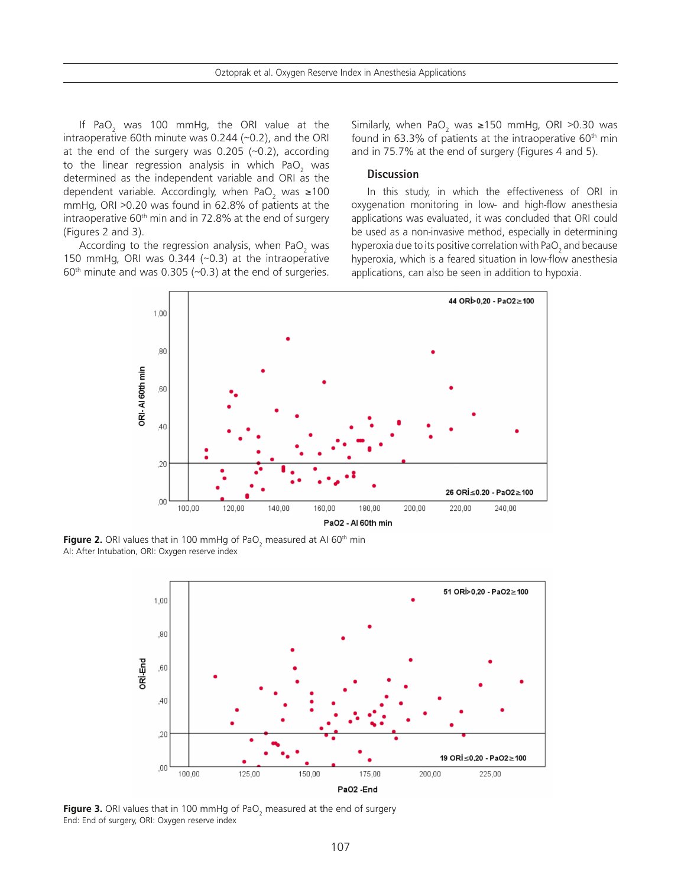If $PaO_2$ was 100 mmHg, the ORI value at the intraoperative 60th minute was 0.244 (~0.2), and the ORI at the end of the surgery was 0.205 (~0.2), according to the linear regression analysis in which $PaO_2$ was determined as the independent variable and ORI as the dependent variable. Accordingly, when $PaO_2$ was ≥100 mmHg, ORI >0.20 was found in 62.8% of patients at the intraoperative 60th min and in 72.8% at the end of surgery (Figures 2 and 3).

According to the regression analysis, when $PaO_2$ was 150 mmHg, ORI was 0.344 (~0.3) at the intraoperative 60th minute and was 0.305 (~0.3) at the end of surgeries. Similarly, when $PaO_2$ was ≥150 mmHg, ORI >0.30 was found in 63.3% of patients at the intraoperative 60th min and in 75.7% at the end of surgery (Figures 4 and 5).

## Discussion

In this study, in which the effectiveness of ORI in oxygenation monitoring in low- and high-flow anesthesia applications was evaluated, it was concluded that ORI could be used as a non-invasive method, especially in determining hyperoxia due to its positive correlation with $PaO_2$ and because hyperoxia, which is a feared situation in low-flow anesthesia applications, can also be seen in addition to hypoxia.

**Figure 2.** ORI values that in 100 mmHg of $PaO_2$ measured at AI 60th min
AI: After Intubation, ORI: Oxygen reserve index

**Figure 3.** ORI values that in 100 mmHg of $PaO_2$ measured at the end of surgery
End: End of surgery, ORI: Oxygen reserve index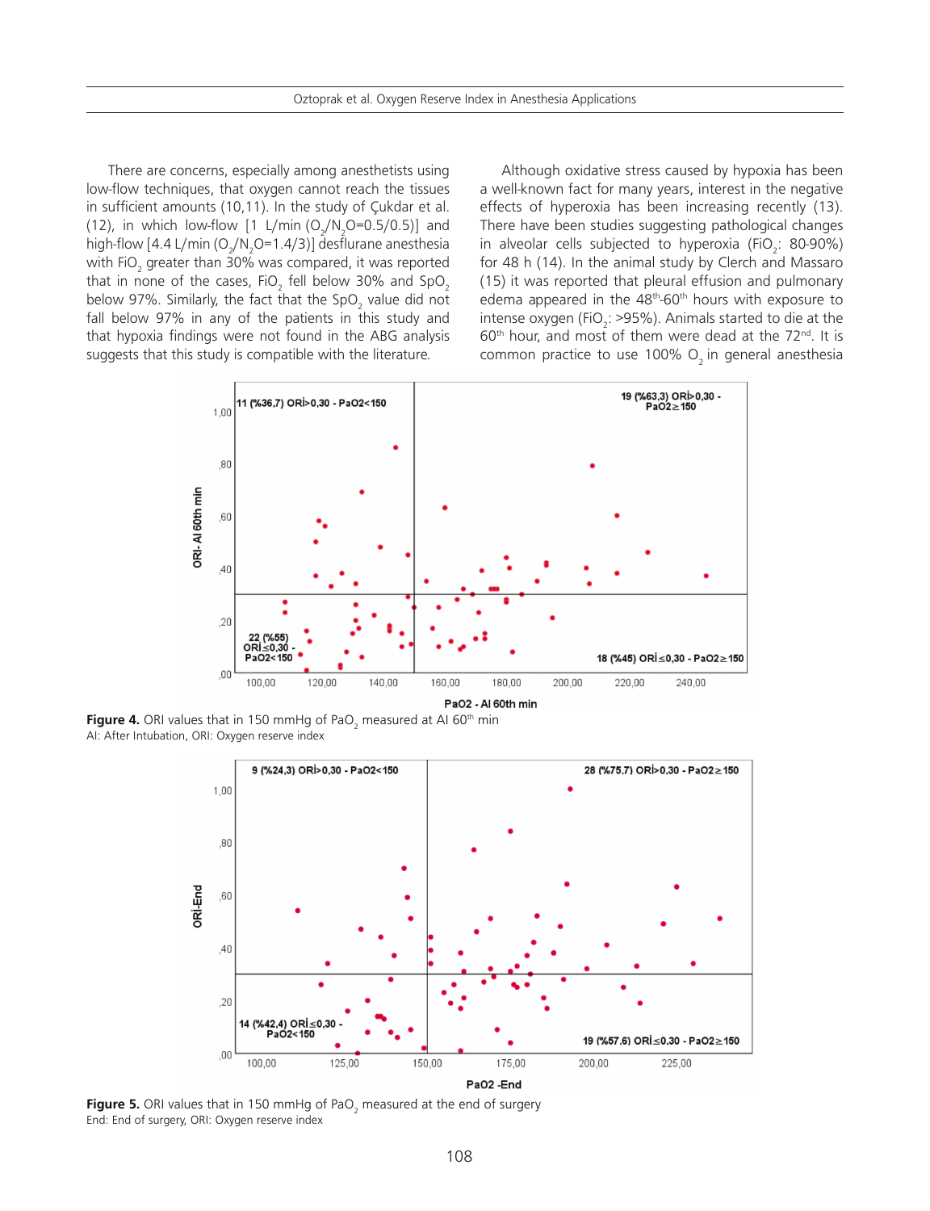There are concerns, especially among anesthetists using low-flow techniques, that oxygen cannot reach the tissues in sufficient amounts (10,11). In the study of Çukdar et al. (12), in which low-flow [1 L/min ($O_2/N_2O$=0.5/0.5)] and high-flow [4.4 L/min ($O_2/N_2O$=1.4/3)] desflurane anesthesia with $FiO_2$ greater than 30% was compared, it was reported that in none of the cases, $FiO_2$ fell below 30% and $SpO_2$ below 97%. Similarly, the fact that the $SpO_2$ value did not fall below 97% in any of the patients in this study and that hypoxia findings were not found in the ABG analysis suggests that this study is compatible with the literature.

Although oxidative stress caused by hypoxia has been a well-known fact for many years, interest in the negative effects of hyperoxia has been increasing recently (13). There have been studies suggesting pathological changes in alveolar cells subjected to hyperoxia ($FiO_2$: 80-90%) for 48 h (14). In the animal study by Clerch and Massaro (15) it was reported that pleural effusion and pulmonary edema appeared in the 48th-60th hours with exposure to intense oxygen ($FiO_2$: >95%). Animals started to die at the 60th hour, and most of them were dead at the 72nd. It is common practice to use 100% $O_2$ in general anesthesia

**Figure 4.** ORI values that in 150 mmHg of $PaO_2$ measured at AI 60th min
AI: After Intubation, ORI: Oxygen reserve index

**Figure 5.** ORI values that in 150 mmHg of $PaO_2$ measured at the end of surgery
End: End of surgery, ORI: Oxygen reserve index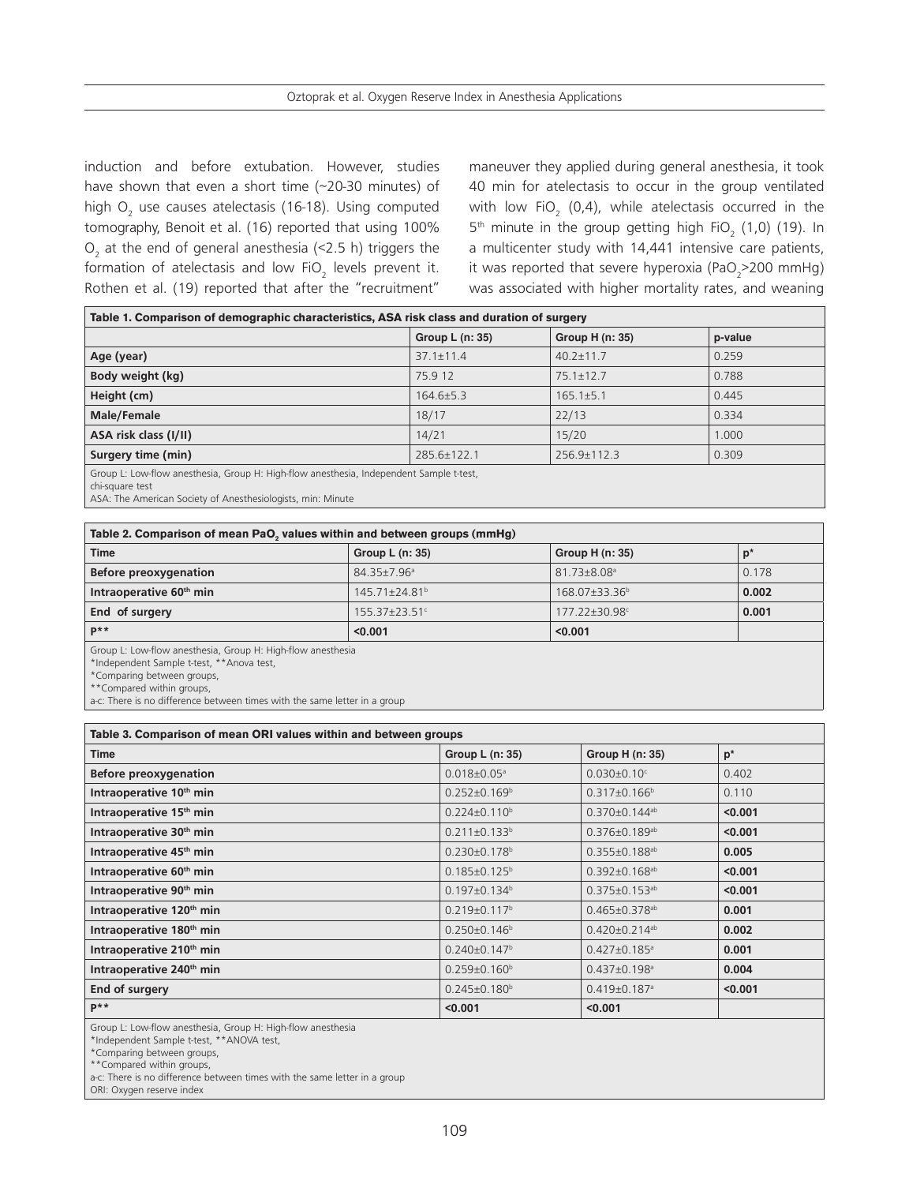induction and before extubation. However, studies have shown that even a short time (~20-30 minutes) of high $O_2$ use causes atelectasis (16-18). Using computed tomography, Benoit et al. (16) reported that using 100% $O_2$ at the end of general anesthesia (<2.5 h) triggers the formation of atelectasis and low $FiO_2$ levels prevent it. Rothen et al. (19) reported that after the "recruitment" maneuver they applied during general anesthesia, it took 40 min for atelectasis to occur in the group ventilated with low $FiO_2$ (0,4), while atelectasis occurred in the 5th minute in the group getting high $FiO_2$ (1,0) (19). In a multicenter study with 14,441 intensive care patients, it was reported that severe hyperoxia ($PaO_2$>200 mmHg) was associated with higher mortality rates, and weaning

**Table 1. Comparison of demographic characteristics, ASA risk class and duration of surgery**

| | Group L (n: 35) | Group H (n: 35) | p-value |
|---|---|---|---|
| **Age (year)** | 37.1±11.4 | 40.2±11.7 | 0.259 |
| **Body weight (kg)** | 75.9 12 | 75.1±12.7 | 0.788 |
| **Height (cm)** | 164.6±5.3 | 165.1±5.1 | 0.445 |
| **Male/Female** | 18/17 | 22/13 | 0.334 |
| **ASA risk class (I/II)** | 14/21 | 15/20 | 1.000 |
| **Surgery time (min)** | 285.6±122.1 | 256.9±112.3 | 0.309 |

Group L: Low-flow anesthesia, Group H: High-flow anesthesia, Independent Sample t-test, chi-square test
ASA: The American Society of Anesthesiologists, min: Minute

**Table 2. Comparison of mean $PaO_2$ values within and between groups (mmHg)**

| Time | Group L (n: 35) | Group H (n: 35) | p* |
|---|---|---|---|
| **Before preoxygenation** | 84.35±7.96[a] | 81.73±8.08[a] | 0.178 |
| **Intraoperative 60th min** | 145.71±24.81[b] | 168.07±33.36[b] | **0.002** |
| **End of surgery** | 155.37±23.51[c] | 177.22±30.98[c] | **0.001** |
| **P**** | **<0.001** | **<0.001** | |

Group L: Low-flow anesthesia, Group H: High-flow anesthesia
*Independent Sample t-test, **Anova test,
*Comparing between groups,
**Compared within groups,
a-c: There is no difference between times with the same letter in a group

**Table 3. Comparison of mean ORI values within and between groups**

| Time | Group L (n: 35) | Group H (n: 35) | p* |
|---|---|---|---|
| **Before preoxygenation** | 0.018±0.05[a] | 0.030±0.10[c] | 0.402 |
| **Intraoperative 10th min** | 0.252±0.169[b] | 0.317±0.166[b] | 0.110 |
| **Intraoperative 15th min** | 0.224±0.110[b] | 0.370±0.144[ab] | **<0.001** |
| **Intraoperative 30th min** | 0.211±0.133[b] | 0.376±0.189[ab] | **<0.001** |
| **Intraoperative 45th min** | 0.230±0.178[b] | 0.355±0.188[ab] | **0.005** |
| **Intraoperative 60th min** | 0.185±0.125[b] | 0.392±0.168[ab] | **<0.001** |
| **Intraoperative 90th min** | 0.197±0.134[b] | 0.375±0.153[ab] | **<0.001** |
| **Intraoperative 120th min** | 0.219±0.117[b] | 0.465±0.378[ab] | **0.001** |
| **Intraoperative 180th min** | 0.250±0.146[b] | 0.420±0.214[ab] | **0.002** |
| **Intraoperative 210th min** | 0.240±0.147[b] | 0.427±0.185[a] | **0.001** |
| **Intraoperative 240th min** | 0.259±0.160[b] | 0.437±0.198[a] | **0.004** |
| **End of surgery** | 0.245±0.180[b] | 0.419±0.187[a] | **<0.001** |
| **P**** | **<0.001** | **<0.001** | |

Group L: Low-flow anesthesia, Group H: High-flow anesthesia
*Independent Sample t-test, **ANOVA test,
*Comparing between groups,
**Compared within groups,
a-c: There is no difference between times with the same letter in a group
ORI: Oxygen reserve index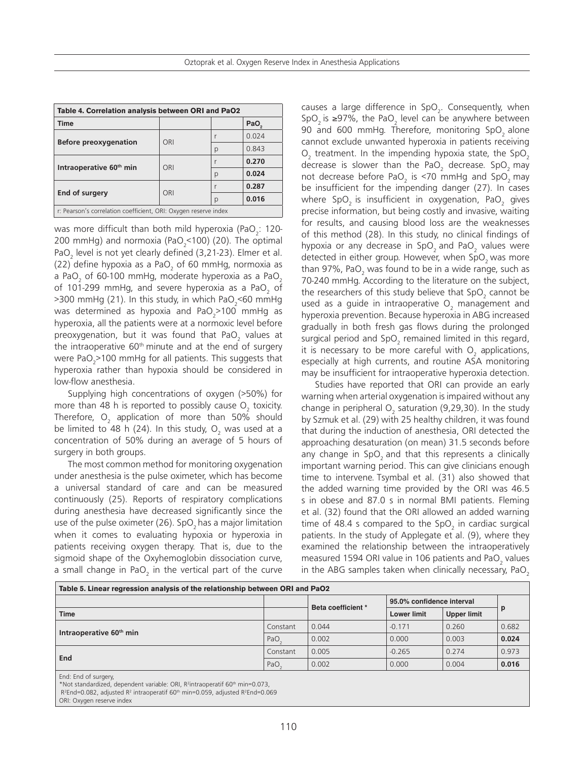**Table 4. Correlation analysis between ORI and PaO2**

| Time | | | $PaO_2$ |
|---|---|---|---|
| **Before preoxygenation** | ORI | r | 0.024 |
| | | p | 0.843 |
| **Intraoperative 60th min** | ORI | r | **0.270** |
| | | p | **0.024** |
| **End of surgery** | ORI | r | **0.287** |
| | | p | **0.016** |

r: Pearson's correlation coefficient, ORI: Oxygen reserve index

was more difficult than both mild hyperoxia ($PaO_2$: 120-200 mmHg) and normoxia ($PaO_2$<100) (20). The optimal $PaO_2$ level is not yet clearly defined (3,21-23). Elmer et al. (22) define hypoxia as a $PaO_2$ of 60 mmHg, normoxia as a $PaO_2$ of 60-100 mmHg, moderate hyperoxia as a $PaO_2$ of 101-299 mmHg, and severe hyperoxia as a $PaO_2$ of >300 mmHg (21). In this study, in which $PaO_2$<60 mmHg was determined as hypoxia and $PaO_2$>100 mmHg as hyperoxia, all the patients were at a normoxic level before preoxygenation, but it was found that $PaO_2$ values at the intraoperative 60th minute and at the end of surgery were $PaO_2$>100 mmHg for all patients. This suggests that hyperoxia rather than hypoxia should be considered in low-flow anesthesia.

Supplying high concentrations of oxygen (>50%) for more than 48 h is reported to possibly cause $O_2$ toxicity. Therefore, $O_2$ application of more than 50% should be limited to 48 h (24). In this study, $O_2$ was used at a concentration of 50% during an average of 5 hours of surgery in both groups.

The most common method for monitoring oxygenation under anesthesia is the pulse oximeter, which has become a universal standard of care and can be measured continuously (25). Reports of respiratory complications during anesthesia have decreased significantly since the use of the pulse oximeter (26). $SpO_2$ has a major limitation when it comes to evaluating hypoxia or hyperoxia in patients receiving oxygen therapy. That is, due to the sigmoid shape of the Oxyhemoglobin dissociation curve, a small change in $PaO_2$ in the vertical part of the curve causes a large difference in $SpO_2$. Consequently, when $SpO_2$ is ≥97%, the $PaO_2$ level can be anywhere between 90 and 600 mmHg. Therefore, monitoring $SpO_2$ alone cannot exclude unwanted hyperoxia in patients receiving $O_2$ treatment. In the impending hypoxia state, the $SpO_2$ decrease is slower than the $PaO_2$ decrease. $SpO_2$ may not decrease before $PaO_2$ is <70 mmHg and $SpO_2$ may be insufficient for the impending danger (27). In cases where $SpO_2$ is insufficient in oxygenation, $PaO_2$ gives precise information, but being costly and invasive, waiting for results, and causing blood loss are the weaknesses of this method (28). In this study, no clinical findings of hypoxia or any decrease in $SpO_2$ and $PaO_2$ values were detected in either group. However, when $SpO_2$ was more than 97%, $PaO_2$ was found to be in a wide range, such as 70-240 mmHg. According to the literature on the subject, the researchers of this study believe that $SpO_2$ cannot be used as a guide in intraoperative $O_2$ management and hyperoxia prevention. Because hyperoxia in ABG increased gradually in both fresh gas flows during the prolonged surgical period and $SpO_2$ remained limited in this regard, it is necessary to be more careful with $O_2$ applications, especially at high currents, and routine ASA monitoring may be insufficient for intraoperative hyperoxia detection.

Studies have reported that ORI can provide an early warning when arterial oxygenation is impaired without any change in peripheral $O_2$ saturation (9,29,30). In the study by Szmuk et al. (29) with 25 healthy children, it was found that during the induction of anesthesia, ORI detected the approaching desaturation (on mean) 31.5 seconds before any change in $SpO_2$ and that this represents a clinically important warning period. This can give clinicians enough time to intervene. Tsymbal et al. (31) also showed that the added warning time provided by the ORI was 46.5 s in obese and 87.0 s in normal BMI patients. Fleming et al. (32) found that the ORI allowed an added warning time of 48.4 s compared to the $SpO_2$ in cardiac surgical patients. In the study of Applegate et al. (9), where they examined the relationship between the intraoperatively measured 1594 ORI value in 106 patients and $PaO_2$ values in the ABG samples taken when clinically necessary, $PaO_2$

**Table 5. Linear regression analysis of the relationship between ORI and PaO2**

| Time | | Beta coefficient * | 95.0% confidence interval | | p |
|---|---|---|---|---|---|
| | | | Lower limit | Upper limit | |
| **Intraoperative 60th min** | Constant | 0.044 | -0.171 | 0.260 | 0.682 |
| | $PaO_2$ | 0.002 | 0.000 | 0.003 | **0.024** |
| **End** | Constant | 0.005 | -0.265 | 0.274 | 0.973 |
| | $PaO_2$ | 0.002 | 0.000 | 0.004 | **0.016** |

End: End of surgery,
*Not standardized, dependent variable: ORI, $R^2$intraoperatif 60th min=0.073, $R^2$End=0.082, adjusted $R^2$ intraoperatif 60th min=0.059, adjusted $R^2$End=0.069
ORI: Oxygen reserve index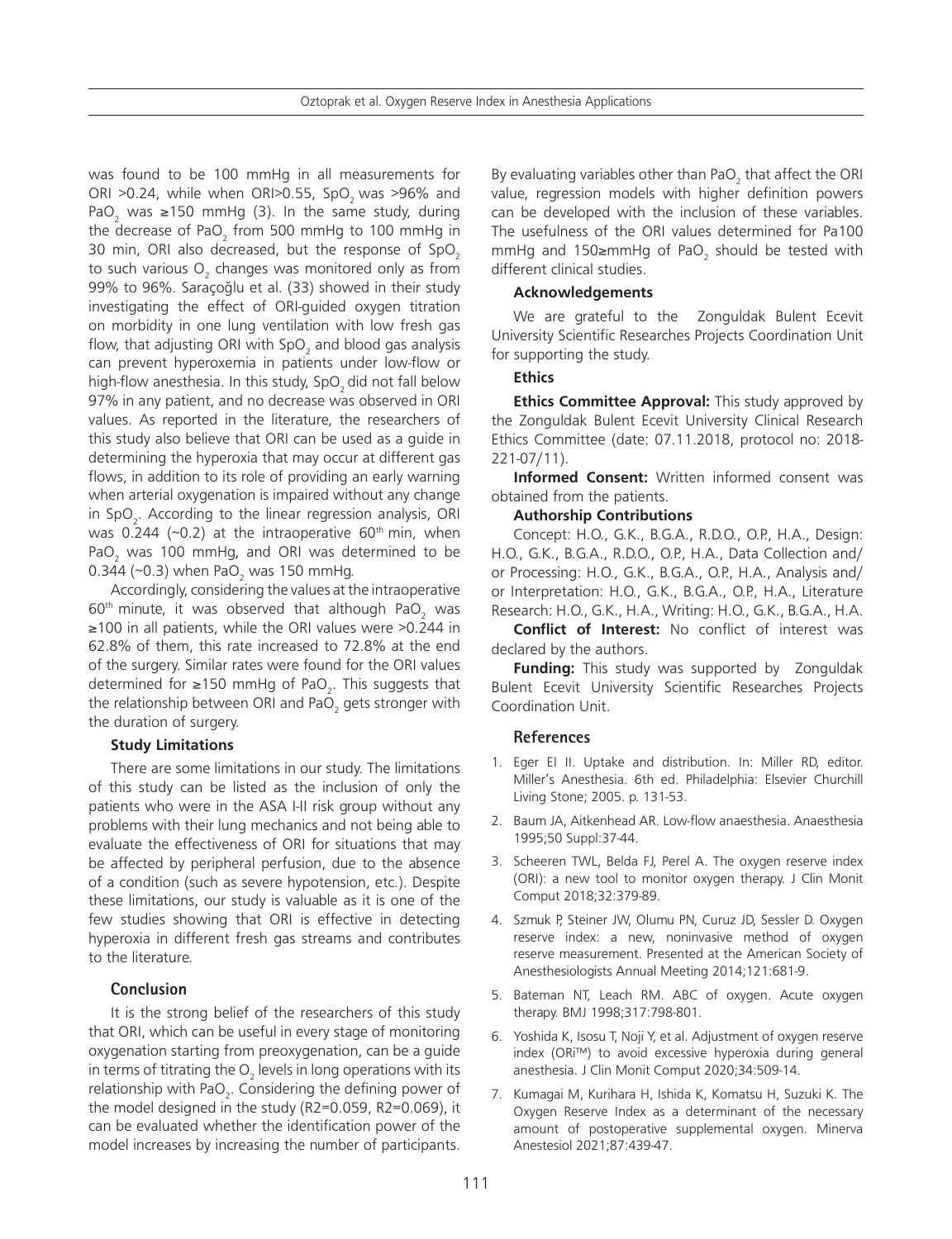was found to be 100 mmHg in all measurements for ORI >0.24, while when ORI>0.55, $SpO_2$ was >96% and $PaO_2$ was ≥150 mmHg (3). In the same study, during the decrease of $PaO_2$ from 500 mmHg to 100 mmHg in 30 min, ORI also decreased, but the response of $SpO_2$ to such various $O_2$ changes was monitored only as from 99% to 96%. Saraçoğlu et al. (33) showed in their study investigating the effect of ORI-guided oxygen titration on morbidity in one lung ventilation with low fresh gas flow, that adjusting ORI with $SpO_2$ and blood gas analysis can prevent hyperoxemia in patients under low-flow or high-flow anesthesia. In this study, $SpO_2$ did not fall below 97% in any patient, and no decrease was observed in ORI values. As reported in the literature, the researchers of this study also believe that ORI can be used as a guide in determining the hyperoxia that may occur at different gas flows, in addition to its role of providing an early warning when arterial oxygenation is impaired without any change in $SpO_2$. According to the linear regression analysis, ORI was 0.244 (~0.2) at the intraoperative $60^{th}$ min, when $PaO_2$ was 100 mmHg, and ORI was determined to be 0.344 (~0.3) when $PaO_2$ was 150 mmHg.

Accordingly, considering the values at the intraoperative $60^{th}$ minute, it was observed that although $PaO_2$ was ≥100 in all patients, while the ORI values were >0.244 in 62.8% of them, this rate increased to 72.8% at the end of the surgery. Similar rates were found for the ORI values determined for ≥150 mmHg of $PaO_2$. This suggests that the relationship between ORI and $PaO_2$ gets stronger with the duration of surgery.

### Study Limitations

There are some limitations in our study. The limitations of this study can be listed as the inclusion of only the patients who were in the ASA I-II risk group without any problems with their lung mechanics and not being able to evaluate the effectiveness of ORI for situations that may be affected by peripheral perfusion, due to the absence of a condition (such as severe hypotension, etc.). Despite these limitations, our study is valuable as it is one of the few studies showing that ORI is effective in detecting hyperoxia in different fresh gas streams and contributes to the literature.

## Conclusion

It is the strong belief of the researchers of this study that ORI, which can be useful in every stage of monitoring oxygenation starting from preoxygenation, can be a guide in terms of titrating the $O_2$ levels in long operations with its relationship with $PaO_2$. Considering the defining power of the model designed in the study ($R2=0.059$, $R2=0.069$), it can be evaluated whether the identification power of the model increases by increasing the number of participants. By evaluating variables other than $PaO_2$ that affect the ORI value, regression models with higher definition powers can be developed with the inclusion of these variables. The usefulness of the ORI values determined for Pa100 mmHg and 150≥mmHg of $PaO_2$ should be tested with different clinical studies.

### Acknowledgements

We are grateful to the Zonguldak Bulent Ecevit University Scientific Researches Projects Coordination Unit for supporting the study.

### Ethics

**Ethics Committee Approval:** This study approved by the Zonguldak Bulent Ecevit University Clinical Research Ethics Committee (date: 07.11.2018, protocol no: 2018-221-07/11).

**Informed Consent:** Written informed consent was obtained from the patients.

### Authorship Contributions

Concept: H.O., G.K., B.G.A., R.D.O., O.P., H.A., Design: H.O., G.K., B.G.A., R.D.O., O.P., H.A., Data Collection and/or Processing: H.O., G.K., B.G.A., O.P., H.A., Analysis and/or Interpretation: H.O., G.K., B.G.A., O.P., H.A., Literature Research: H.O., G.K., H.A., Writing: H.O., G.K., B.G.A., H.A.

**Conflict of Interest:** No conflict of interest was declared by the authors.

**Funding:** This study was supported by Zonguldak Bulent Ecevit University Scientific Researches Projects Coordination Unit.

## References

1. Eger EI II. Uptake and distribution. In: Miller RD, editor. Miller's Anesthesia. 6th ed. Philadelphia: Elsevier Churchill Living Stone; 2005. p. 131-53.
2. Baum JA, Aitkenhead AR. Low-flow anaesthesia. Anaesthesia 1995;50 Suppl:37-44.
3. Scheeren TWL, Belda FJ, Perel A. The oxygen reserve index (ORI): a new tool to monitor oxygen therapy. J Clin Monit Comput 2018;32:379-89.
4. Szmuk P, Steiner JW, Olumu PN, Curuz JD, Sessler D. Oxygen reserve index: a new, noninvasive method of oxygen reserve measurement. Presented at the American Society of Anesthesiologists Annual Meeting 2014;121:681-9.
5. Bateman NT, Leach RM. ABC of oxygen. Acute oxygen therapy. BMJ 1998;317:798-801.
6. Yoshida K, Isosu T, Noji Y, et al. Adjustment of oxygen reserve index (ORi™) to avoid excessive hyperoxia during general anesthesia. J Clin Monit Comput 2020;34:509-14.
7. Kumagai M, Kurihara H, Ishida K, Komatsu H, Suzuki K. The Oxygen Reserve Index as a determinant of the necessary amount of postoperative supplemental oxygen. Minerva Anestesiol 2021;87:439-47.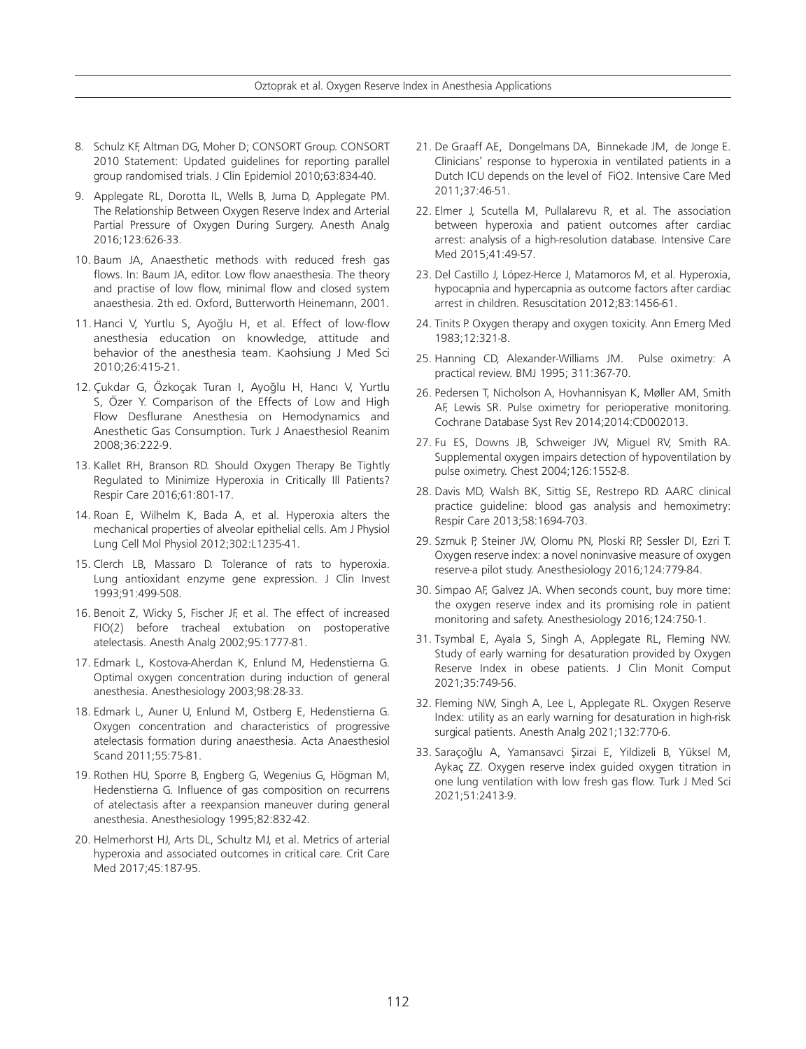8. Schulz KF, Altman DG, Moher D; CONSORT Group. CONSORT 2010 Statement: Updated guidelines for reporting parallel group randomised trials. J Clin Epidemiol 2010;63:834-40.

9. Applegate RL, Dorotta IL, Wells B, Juma D, Applegate PM. The Relationship Between Oxygen Reserve Index and Arterial Partial Pressure of Oxygen During Surgery. Anesth Analg 2016;123:626-33.

10. Baum JA, Anaesthetic methods with reduced fresh gas flows. In: Baum JA, editor. Low flow anaesthesia. The theory and practise of low flow, minimal flow and closed system anaesthesia. 2th ed. Oxford, Butterworth Heinemann, 2001.

11. Hanci V, Yurtlu S, Ayoğlu H, et al. Effect of low-flow anesthesia education on knowledge, attitude and behavior of the anesthesia team. Kaohsiung J Med Sci 2010;26:415-21.

12. Çukdar G, Özkoçak Turan I, Ayoğlu H, Hancı V, Yurtlu S, Özer Y. Comparison of the Effects of Low and High Flow Desflurane Anesthesia on Hemodynamics and Anesthetic Gas Consumption. Turk J Anaesthesiol Reanim 2008;36:222-9.

13. Kallet RH, Branson RD. Should Oxygen Therapy Be Tightly Regulated to Minimize Hyperoxia in Critically Ill Patients? Respir Care 2016;61:801-17.

14. Roan E, Wilhelm K, Bada A, et al. Hyperoxia alters the mechanical properties of alveolar epithelial cells. Am J Physiol Lung Cell Mol Physiol 2012;302:L1235-41.

15. Clerch LB, Massaro D. Tolerance of rats to hyperoxia. Lung antioxidant enzyme gene expression. J Clin Invest 1993;91:499-508.

16. Benoit Z, Wicky S, Fischer JF, et al. The effect of increased FIO(2) before tracheal extubation on postoperative atelectasis. Anesth Analg 2002;95:1777-81.

17. Edmark L, Kostova-Aherdan K, Enlund M, Hedenstierna G. Optimal oxygen concentration during induction of general anesthesia. Anesthesiology 2003;98:28-33.

18. Edmark L, Auner U, Enlund M, Ostberg E, Hedenstierna G. Oxygen concentration and characteristics of progressive atelectasis formation during anaesthesia. Acta Anaesthesiol Scand 2011;55:75-81.

19. Rothen HU, Sporre B, Engberg G, Wegenius G, Högman M, Hedenstierna G. Influence of gas composition on recurrens of atelectasis after a reexpansion maneuver during general anesthesia. Anesthesiology 1995;82:832-42.

20. Helmerhorst HJ, Arts DL, Schultz MJ, et al. Metrics of arterial hyperoxia and associated outcomes in critical care. Crit Care Med 2017;45:187-95.

21. De Graaff AE, Dongelmans DA, Binnekade JM, de Jonge E. Clinicians' response to hyperoxia in ventilated patients in a Dutch ICU depends on the level of FiO2. Intensive Care Med 2011;37:46-51.

22. Elmer J, Scutella M, Pullalarevu R, et al. The association between hyperoxia and patient outcomes after cardiac arrest: analysis of a high-resolution database. Intensive Care Med 2015;41:49-57.

23. Del Castillo J, López-Herce J, Matamoros M, et al. Hyperoxia, hypocapnia and hypercapnia as outcome factors after cardiac arrest in children. Resuscitation 2012;83:1456-61.

24. Tinits P. Oxygen therapy and oxygen toxicity. Ann Emerg Med 1983;12:321-8.

25. Hanning CD, Alexander-Williams JM. Pulse oximetry: A practical review. BMJ 1995; 311:367-70.

26. Pedersen T, Nicholson A, Hovhannisyan K, Møller AM, Smith AF, Lewis SR. Pulse oximetry for perioperative monitoring. Cochrane Database Syst Rev 2014;2014:CD002013.

27. Fu ES, Downs JB, Schweiger JW, Miguel RV, Smith RA. Supplemental oxygen impairs detection of hypoventilation by pulse oximetry. Chest 2004;126:1552-8.

28. Davis MD, Walsh BK, Sittig SE, Restrepo RD. AARC clinical practice guideline: blood gas analysis and hemoximetry: Respir Care 2013;58:1694-703.

29. Szmuk P, Steiner JW, Olomu PN, Ploski RP, Sessler DI, Ezri T. Oxygen reserve index: a novel noninvasive measure of oxygen reserve-a pilot study. Anesthesiology 2016;124:779-84.

30. Simpao AF, Galvez JA. When seconds count, buy more time: the oxygen reserve index and its promising role in patient monitoring and safety. Anesthesiology 2016;124:750-1.

31. Tsymbal E, Ayala S, Singh A, Applegate RL, Fleming NW. Study of early warning for desaturation provided by Oxygen Reserve Index in obese patients. J Clin Monit Comput 2021;35:749-56.

32. Fleming NW, Singh A, Lee L, Applegate RL. Oxygen Reserve Index: utility as an early warning for desaturation in high-risk surgical patients. Anesth Analg 2021;132:770-6.

33. Saraçoğlu A, Yamansavci Şirzai E, Yildizeli B, Yüksel M, Aykaç ZZ. Oxygen reserve index guided oxygen titration in one lung ventilation with low fresh gas flow. Turk J Med Sci 2021;51:2413-9.